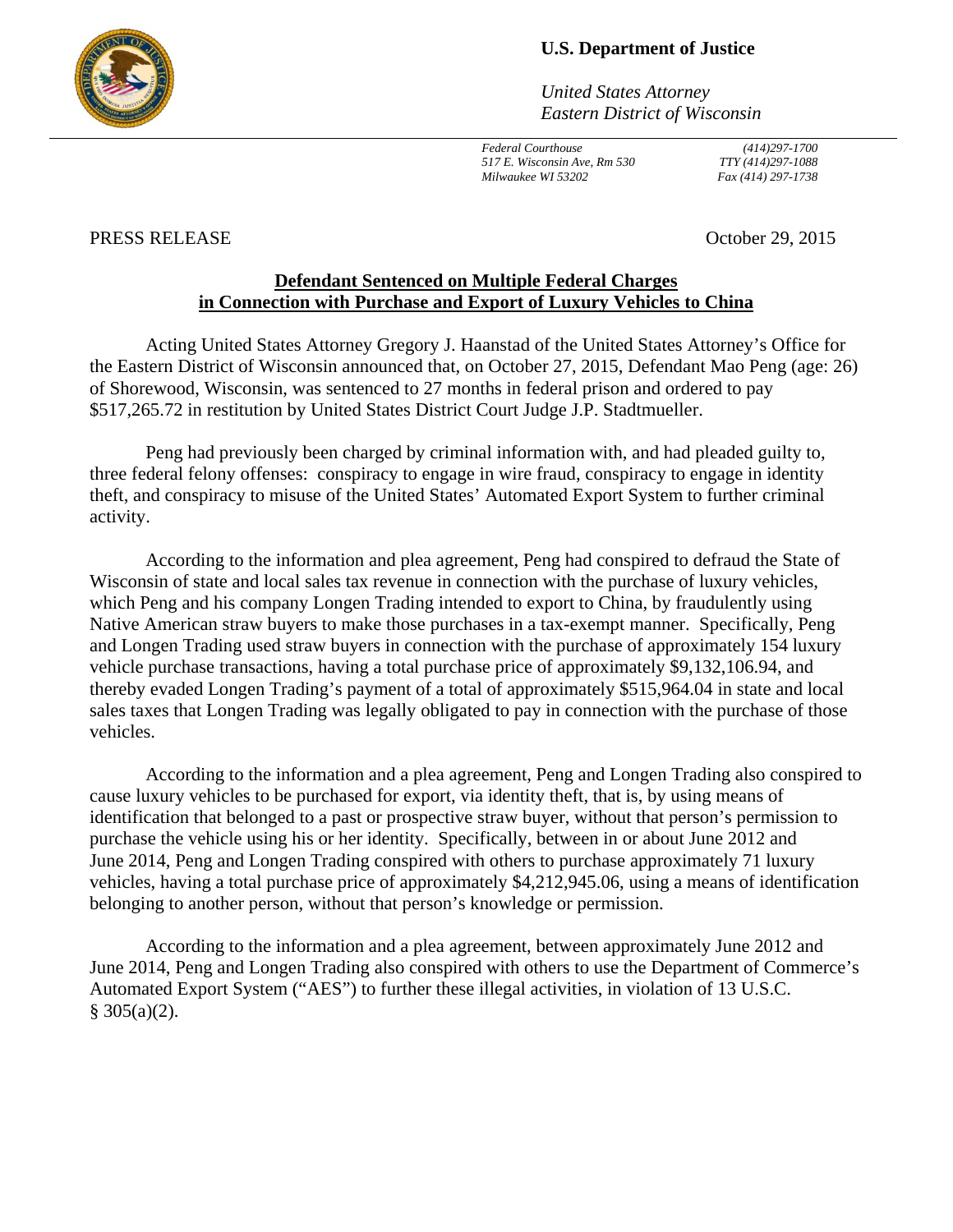**U.S. Department of Justice**

*United States Attorney*
*Eastern District of Wisconsin*

*Federal Courthouse*
*517 E. Wisconsin Ave, Rm 530*
*Milwaukee WI 53202*

*(414)297-1700*
*TTY (414)297-1088*
*Fax (414) 297-1738*

PRESS RELEASE

October 29, 2015

**Defendant Sentenced on Multiple Federal Charges in Connection with Purchase and Export of Luxury Vehicles to China**

Acting United States Attorney Gregory J. Haanstad of the United States Attorney's Office for the Eastern District of Wisconsin announced that, on October 27, 2015, Defendant Mao Peng (age: 26) of Shorewood, Wisconsin, was sentenced to 27 months in federal prison and ordered to pay $517,265.72 in restitution by United States District Court Judge J.P. Stadtmueller.

Peng had previously been charged by criminal information with, and had pleaded guilty to, three federal felony offenses: conspiracy to engage in wire fraud, conspiracy to engage in identity theft, and conspiracy to misuse of the United States' Automated Export System to further criminal activity.

According to the information and plea agreement, Peng had conspired to defraud the State of Wisconsin of state and local sales tax revenue in connection with the purchase of luxury vehicles, which Peng and his company Longen Trading intended to export to China, by fraudulently using Native American straw buyers to make those purchases in a tax-exempt manner. Specifically, Peng and Longen Trading used straw buyers in connection with the purchase of approximately 154 luxury vehicle purchase transactions, having a total purchase price of approximately $9,132,106.94, and thereby evaded Longen Trading's payment of a total of approximately $515,964.04 in state and local sales taxes that Longen Trading was legally obligated to pay in connection with the purchase of those vehicles.

According to the information and a plea agreement, Peng and Longen Trading also conspired to cause luxury vehicles to be purchased for export, via identity theft, that is, by using means of identification that belonged to a past or prospective straw buyer, without that person's permission to purchase the vehicle using his or her identity. Specifically, between in or about June 2012 and June 2014, Peng and Longen Trading conspired with others to purchase approximately 71 luxury vehicles, having a total purchase price of approximately $4,212,945.06, using a means of identification belonging to another person, without that person's knowledge or permission.

According to the information and a plea agreement, between approximately June 2012 and June 2014, Peng and Longen Trading also conspired with others to use the Department of Commerce's Automated Export System ("AES") to further these illegal activities, in violation of 13 U.S.C. § 305(a)(2).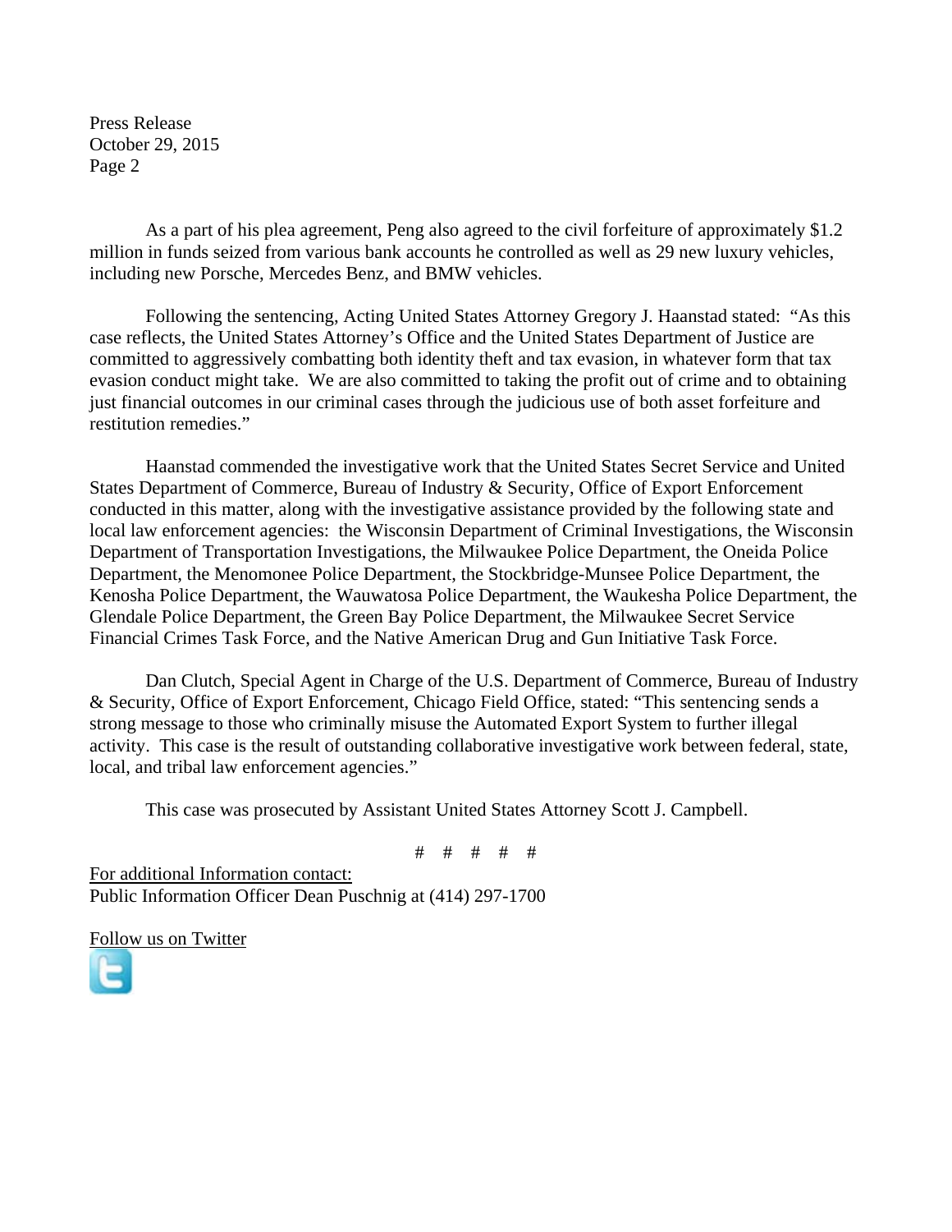As a part of his plea agreement, Peng also agreed to the civil forfeiture of approximately $1.2 million in funds seized from various bank accounts he controlled as well as 29 new luxury vehicles, including new Porsche, Mercedes Benz, and BMW vehicles.

Following the sentencing, Acting United States Attorney Gregory J. Haanstad stated: "As this case reflects, the United States Attorney's Office and the United States Department of Justice are committed to aggressively combatting both identity theft and tax evasion, in whatever form that tax evasion conduct might take. We are also committed to taking the profit out of crime and to obtaining just financial outcomes in our criminal cases through the judicious use of both asset forfeiture and restitution remedies."

Haanstad commended the investigative work that the United States Secret Service and United States Department of Commerce, Bureau of Industry & Security, Office of Export Enforcement conducted in this matter, along with the investigative assistance provided by the following state and local law enforcement agencies: the Wisconsin Department of Criminal Investigations, the Wisconsin Department of Transportation Investigations, the Milwaukee Police Department, the Oneida Police Department, the Menomonee Police Department, the Stockbridge-Munsee Police Department, the Kenosha Police Department, the Wauwatosa Police Department, the Waukesha Police Department, the Glendale Police Department, the Green Bay Police Department, the Milwaukee Secret Service Financial Crimes Task Force, and the Native American Drug and Gun Initiative Task Force.

Dan Clutch, Special Agent in Charge of the U.S. Department of Commerce, Bureau of Industry & Security, Office of Export Enforcement, Chicago Field Office, stated: "This sentencing sends a strong message to those who criminally misuse the Automated Export System to further illegal activity. This case is the result of outstanding collaborative investigative work between federal, state, local, and tribal law enforcement agencies."

This case was prosecuted by Assistant United States Attorney Scott J. Campbell.

# # # # #

For additional Information contact:
Public Information Officer Dean Puschnig at (414) 297-1700

Follow us on Twitter